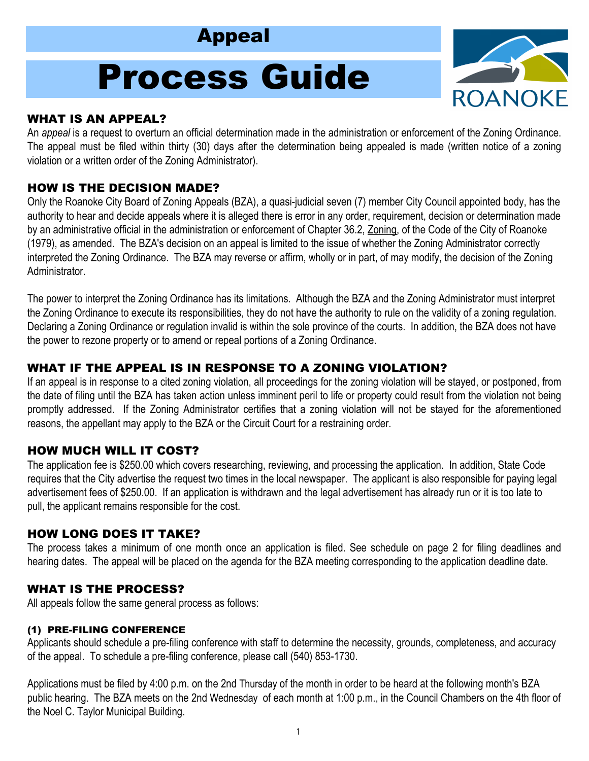# Appeal

# Process Guide

ROANOKE

## WHAT IS AN APPEAL?

An *appeal* is a request to overturn an official determination made in the administration or enforcement of the Zoning Ordinance. The appeal must be filed within thirty (30) days after the determination being appealed is made (written notice of a zoning violation or a written order of the Zoning Administrator).

## HOW IS THE DECISION MADE?

Only the Roanoke City Board of Zoning Appeals (BZA), a quasi-judicial seven (7) member City Council appointed body, has the authority to hear and decide appeals where it is alleged there is error in any order, requirement, decision or determination made by an administrative official in the administration or enforcement of Chapter 36.2, Zoning, of the Code of the City of Roanoke (1979), as amended. The BZA's decision on an appeal is limited to the issue of whether the Zoning Administrator correctly interpreted the Zoning Ordinance. The BZA may reverse or affirm, wholly or in part, of may modify, the decision of the Zoning Administrator.

The power to interpret the Zoning Ordinance has its limitations. Although the BZA and the Zoning Administrator must interpret the Zoning Ordinance to execute its responsibilities, they do not have the authority to rule on the validity of a zoning regulation. Declaring a Zoning Ordinance or regulation invalid is within the sole province of the courts. In addition, the BZA does not have the power to rezone property or to amend or repeal portions of a Zoning Ordinance.

## WHAT IF THE APPEAL IS IN RESPONSE TO A ZONING VIOLATION?

If an appeal is in response to a cited zoning violation, all proceedings for the zoning violation will be stayed, or postponed, from the date of filing until the BZA has taken action unless imminent peril to life or property could result from the violation not being promptly addressed. If the Zoning Administrator certifies that a zoning violation will not be stayed for the aforementioned reasons, the appellant may apply to the BZA or the Circuit Court for a restraining order.

## HOW MUCH WILL IT COST?

The application fee is $250.00 which covers researching, reviewing, and processing the application. In addition, State Code requires that the City advertise the request two times in the local newspaper. The applicant is also responsible for paying legal advertisement fees of $250.00. If an application is withdrawn and the legal advertisement has already run or it is too late to pull, the applicant remains responsible for the cost.

## HOW LONG DOES IT TAKE?

The process takes a minimum of one month once an application is filed. See schedule on page 2 for filing deadlines and hearing dates. The appeal will be placed on the agenda for the BZA meeting corresponding to the application deadline date.

## WHAT IS THE PROCESS?

All appeals follow the same general process as follows:

### (1) PRE-FILING CONFERENCE

Applicants should schedule a pre-filing conference with staff to determine the necessity, grounds, completeness, and accuracy of the appeal. To schedule a pre-filing conference, please call (540) 853-1730.

Applications must be filed by 4:00 p.m. on the 2nd Thursday of the month in order to be heard at the following month's BZA public hearing. The BZA meets on the 2nd Wednesday of each month at 1:00 p.m., in the Council Chambers on the 4th floor of the Noel C. Taylor Municipal Building.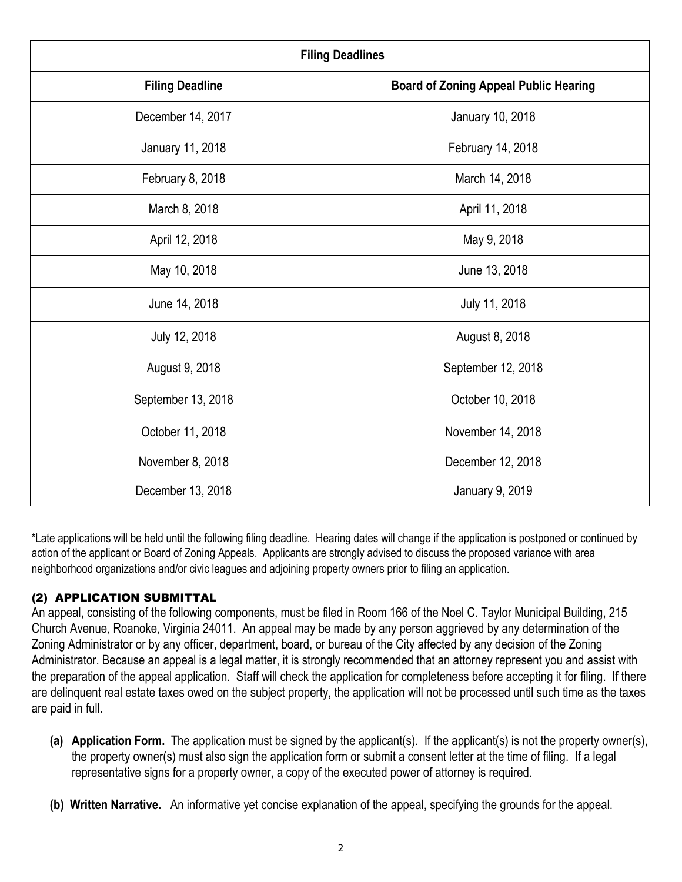| Filing Deadlines | |
|---|---|
| **Filing Deadline** | **Board of Zoning Appeal Public Hearing** |
| December 14, 2017 | January 10, 2018 |
| January 11, 2018 | February 14, 2018 |
| February 8, 2018 | March 14, 2018 |
| March 8, 2018 | April 11, 2018 |
| April 12, 2018 | May 9, 2018 |
| May 10, 2018 | June 13, 2018 |
| June 14, 2018 | July 11, 2018 |
| July 12, 2018 | August 8, 2018 |
| August 9, 2018 | September 12, 2018 |
| September 13, 2018 | October 10, 2018 |
| October 11, 2018 | November 14, 2018 |
| November 8, 2018 | December 12, 2018 |
| December 13, 2018 | January 9, 2019 |

*Late applications will be held until the following filing deadline. Hearing dates will change if the application is postponed or continued by action of the applicant or Board of Zoning Appeals. Applicants are strongly advised to discuss the proposed variance with area neighborhood organizations and/or civic leagues and adjoining property owners prior to filing an application.

### (2) APPLICATION SUBMITTAL

An appeal, consisting of the following components, must be filed in Room 166 of the Noel C. Taylor Municipal Building, 215 Church Avenue, Roanoke, Virginia 24011. An appeal may be made by any person aggrieved by any determination of the Zoning Administrator or by any officer, department, board, or bureau of the City affected by any decision of the Zoning Administrator. Because an appeal is a legal matter, it is strongly recommended that an attorney represent you and assist with the preparation of the appeal application. Staff will check the application for completeness before accepting it for filing. If there are delinquent real estate taxes owed on the subject property, the application will not be processed until such time as the taxes are paid in full.

- **(a) Application Form.** The application must be signed by the applicant(s). If the applicant(s) is not the property owner(s), the property owner(s) must also sign the application form or submit a consent letter at the time of filing. If a legal representative signs for a property owner, a copy of the executed power of attorney is required.

- **(b) Written Narrative.** An informative yet concise explanation of the appeal, specifying the grounds for the appeal.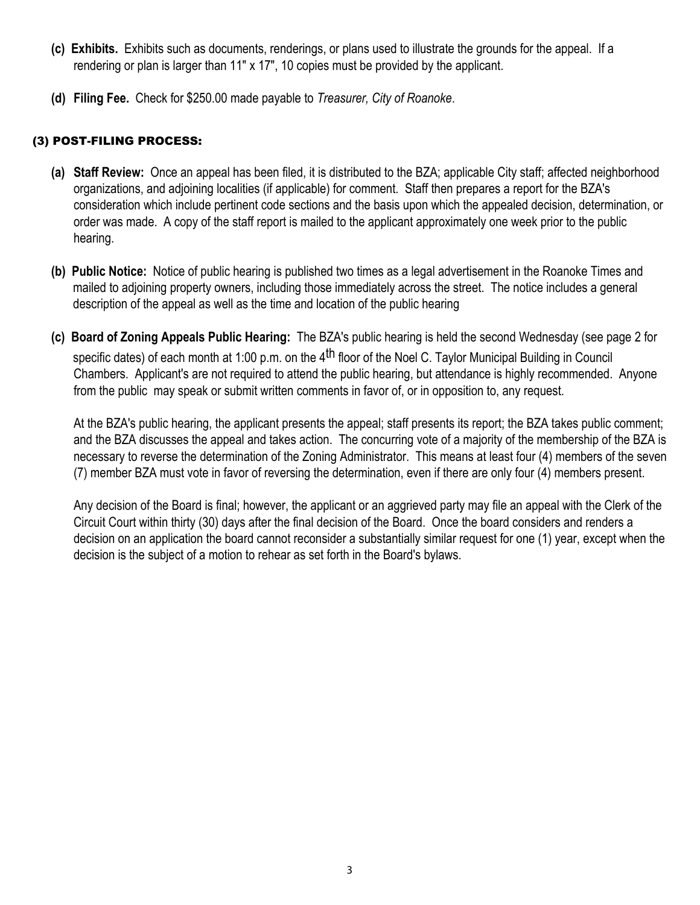**(c) Exhibits.** Exhibits such as documents, renderings, or plans used to illustrate the grounds for the appeal. If a rendering or plan is larger than 11" x 17", 10 copies must be provided by the applicant.

**(d) Filing Fee.** Check for $250.00 made payable to *Treasurer, City of Roanoke*.

### (3) POST-FILING PROCESS:

**(a) Staff Review:** Once an appeal has been filed, it is distributed to the BZA; applicable City staff; affected neighborhood organizations, and adjoining localities (if applicable) for comment. Staff then prepares a report for the BZA's consideration which include pertinent code sections and the basis upon which the appealed decision, determination, or order was made. A copy of the staff report is mailed to the applicant approximately one week prior to the public hearing.

**(b) Public Notice:** Notice of public hearing is published two times as a legal advertisement in the Roanoke Times and mailed to adjoining property owners, including those immediately across the street. The notice includes a general description of the appeal as well as the time and location of the public hearing

**(c) Board of Zoning Appeals Public Hearing:** The BZA's public hearing is held the second Wednesday (see page 2 for specific dates) of each month at 1:00 p.m. on the 4th floor of the Noel C. Taylor Municipal Building in Council Chambers. Applicant's are not required to attend the public hearing, but attendance is highly recommended. Anyone from the public may speak or submit written comments in favor of, or in opposition to, any request.

At the BZA's public hearing, the applicant presents the appeal; staff presents its report; the BZA takes public comment; and the BZA discusses the appeal and takes action. The concurring vote of a majority of the membership of the BZA is necessary to reverse the determination of the Zoning Administrator. This means at least four (4) members of the seven (7) member BZA must vote in favor of reversing the determination, even if there are only four (4) members present.

Any decision of the Board is final; however, the applicant or an aggrieved party may file an appeal with the Clerk of the Circuit Court within thirty (30) days after the final decision of the Board. Once the board considers and renders a decision on an application the board cannot reconsider a substantially similar request for one (1) year, except when the decision is the subject of a motion to rehear as set forth in the Board's bylaws.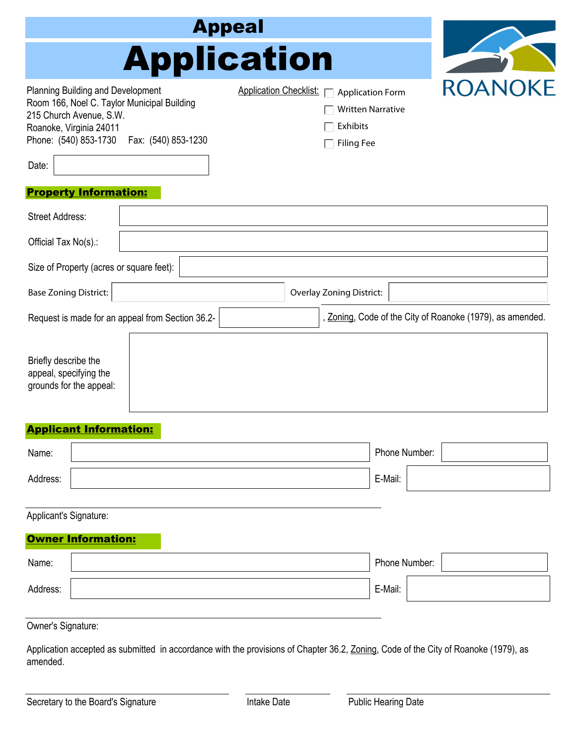# Appeal Application

ROANOKE

Planning Building and Development
Room 166, Noel C. Taylor Municipal Building
215 Church Avenue, S.W.
Roanoke, Virginia 24011
Phone: (540) 853-1730 Fax: (540) 853-1230

Application Checklist:
- [ ] Application Form
- [ ] Written Narrative
- [ ] Exhibits
- [ ] Filing Fee

Date: 

## Property Information:

Street Address: 

Official Tax No(s).: 

Size of Property (acres or square feet): 

Base Zoning District: Overlay Zoning District: 

Request is made for an appeal from Section 36.2- ________, Zoning, Code of the City of Roanoke (1979), as amended.

Briefly describe the appeal, specifying the grounds for the appeal: 

## Applicant Information:

Name: Phone Number: 

Address: E-Mail: 

Applicant's Signature:

## Owner Information:

Name: Phone Number: 

Address: E-Mail: 

Owner's Signature:

Application accepted as submitted in accordance with the provisions of Chapter 36.2, Zoning, Code of the City of Roanoke (1979), as amended.

Secretary to the Board's Signature Intake Date Public Hearing Date